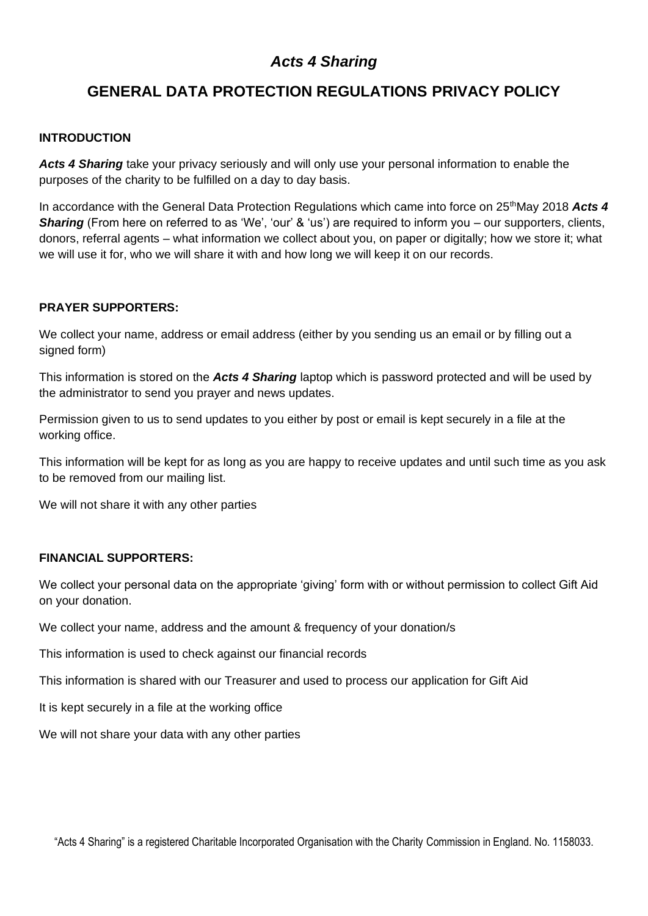# *Acts 4 Sharing*

## GENERAL DATA PROTECTION REGULATIONS PRIVACY POLICY

### INTRODUCTION

***Acts 4 Sharing*** take your privacy seriously and will only use your personal information to enable the purposes of the charity to be fulfilled on a day to day basis.

In accordance with the General Data Protection Regulations which came into force on 25th May 2018 ***Acts 4 Sharing*** (From here on referred to as 'We', 'our' & 'us') are required to inform you – our supporters, clients, donors, referral agents – what information we collect about you, on paper or digitally; how we store it; what we will use it for, who we will share it with and how long we will keep it on our records.

### PRAYER SUPPORTERS:

We collect your name, address or email address (either by you sending us an email or by filling out a signed form)

This information is stored on the ***Acts 4 Sharing*** laptop which is password protected and will be used by the administrator to send you prayer and news updates.

Permission given to us to send updates to you either by post or email is kept securely in a file at the working office.

This information will be kept for as long as you are happy to receive updates and until such time as you ask to be removed from our mailing list.

We will not share it with any other parties

### FINANCIAL SUPPORTERS:

We collect your personal data on the appropriate 'giving' form with or without permission to collect Gift Aid on your donation.

We collect your name, address and the amount & frequency of your donation/s

This information is used to check against our financial records

This information is shared with our Treasurer and used to process our application for Gift Aid

It is kept securely in a file at the working office

We will not share your data with any other parties

"Acts 4 Sharing" is a registered Charitable Incorporated Organisation with the Charity Commission in England. No. 1158033.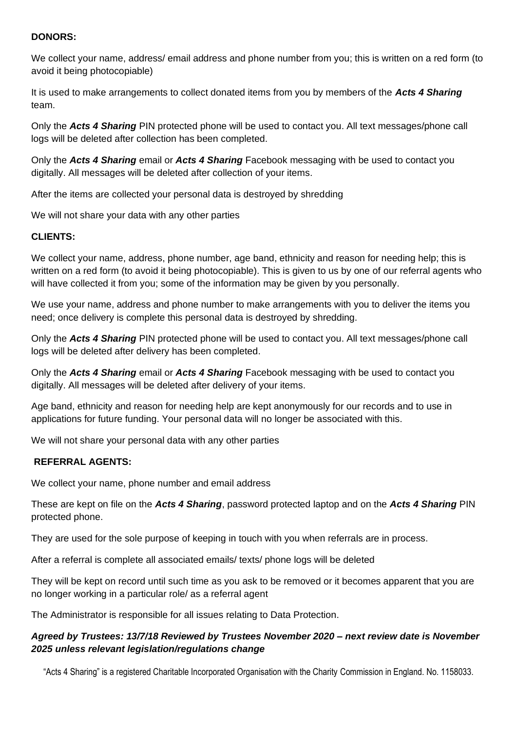**DONORS:**

We collect your name, address/ email address and phone number from you; this is written on a red form (to avoid it being photocopiable)

It is used to make arrangements to collect donated items from you by members of the ***Acts 4 Sharing*** team.

Only the ***Acts 4 Sharing*** PIN protected phone will be used to contact you. All text messages/phone call logs will be deleted after collection has been completed.

Only the ***Acts 4 Sharing*** email or ***Acts 4 Sharing*** Facebook messaging with be used to contact you digitally. All messages will be deleted after collection of your items.

After the items are collected your personal data is destroyed by shredding

We will not share your data with any other parties

**CLIENTS:**

We collect your name, address, phone number, age band, ethnicity and reason for needing help; this is written on a red form (to avoid it being photocopiable). This is given to us by one of our referral agents who will have collected it from you; some of the information may be given by you personally.

We use your name, address and phone number to make arrangements with you to deliver the items you need; once delivery is complete this personal data is destroyed by shredding.

Only the ***Acts 4 Sharing*** PIN protected phone will be used to contact you. All text messages/phone call logs will be deleted after delivery has been completed.

Only the ***Acts 4 Sharing*** email or ***Acts 4 Sharing*** Facebook messaging with be used to contact you digitally. All messages will be deleted after delivery of your items.

Age band, ethnicity and reason for needing help are kept anonymously for our records and to use in applications for future funding. Your personal data will no longer be associated with this.

We will not share your personal data with any other parties

**REFERRAL AGENTS:**

We collect your name, phone number and email address

These are kept on file on the ***Acts 4 Sharing***, password protected laptop and on the ***Acts 4 Sharing*** PIN protected phone.

They are used for the sole purpose of keeping in touch with you when referrals are in process.

After a referral is complete all associated emails/ texts/ phone logs will be deleted

They will be kept on record until such time as you ask to be removed or it becomes apparent that you are no longer working in a particular role/ as a referral agent

The Administrator is responsible for all issues relating to Data Protection.

***Agreed by Trustees: 13/7/18 Reviewed by Trustees November 2020 – next review date is November 2025 unless relevant legislation/regulations change***

"Acts 4 Sharing" is a registered Charitable Incorporated Organisation with the Charity Commission in England. No. 1158033.